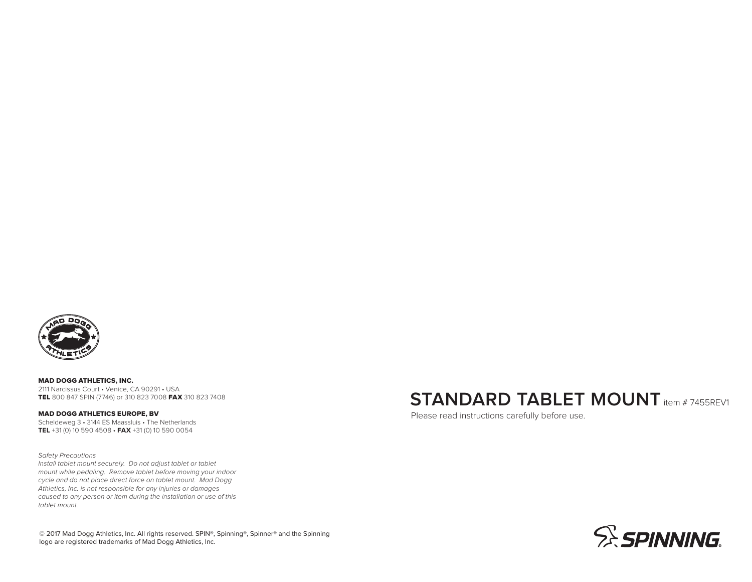**MAD DOGG ATHLETICS, INC.**
2111 Narcissus Court • Venice, CA 90291 • USA
**TEL** 800 847 SPIN (7746) or 310 823 7008 **FAX** 310 823 7408

**MAD DOGG ATHLETICS EUROPE, BV**
Scheldeweg 3 • 3144 ES Maassluis • The Netherlands
**TEL** +31 (0) 10 590 4508 • **FAX** +31 (0) 10 590 0054

*Safety Precautions*
*Install tablet mount securely. Do not adjust tablet or tablet mount while pedaling. Remove tablet before moving your indoor cycle and do not place direct force on tablet mount. Mad Dogg Athletics, Inc. is not responsible for any injuries or damages caused to any person or item during the installation or use of this tablet mount.*

© 2017 Mad Dogg Athletics, Inc. All rights reserved. SPIN®, Spinning®, Spinner® and the Spinning logo are registered trademarks of Mad Dogg Athletics, Inc.

# STANDARD TABLET MOUNT item # 7455REV1

Please read instructions carefully before use.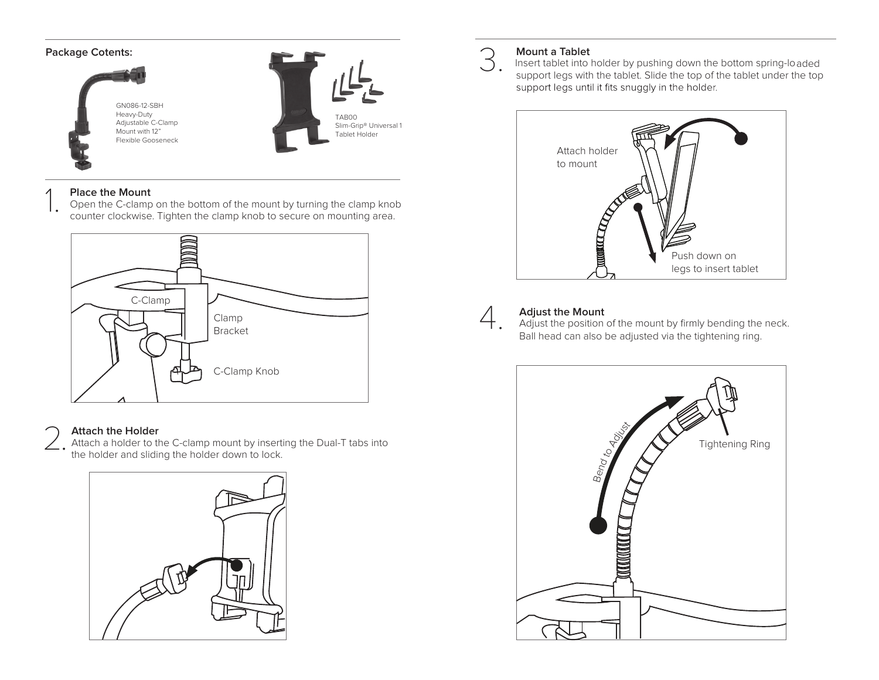**Package Cotents:**

GN086-12-SBH
Heavy-Duty
Adjustable C-Clamp
Mount with 12"
Flexible Gooseneck

TAB00
Slim-Grip® Universal 1
Tablet Holder

## 1. Place the Mount

Open the C-clamp on the bottom of the mount by turning the clamp knob counter clockwise. Tighten the clamp knob to secure on mounting area.

C-Clamp

Clamp Bracket

C-Clamp Knob

## 2. Attach the Holder

Attach a holder to the C-clamp mount by inserting the Dual-T tabs into the holder and sliding the holder down to lock.

## 3. Mount a Tablet

Insert tablet into holder by pushing down the bottom spring-loaded support legs with the tablet. Slide the top of the tablet under the top support legs until it fits snuggly in the holder.

Attach holder to mount

Push down on legs to insert tablet

## 4. Adjust the Mount

Adjust the position of the mount by firmly bending the neck. Ball head can also be adjusted via the tightening ring.

Bend to Adjust

Tightening Ring